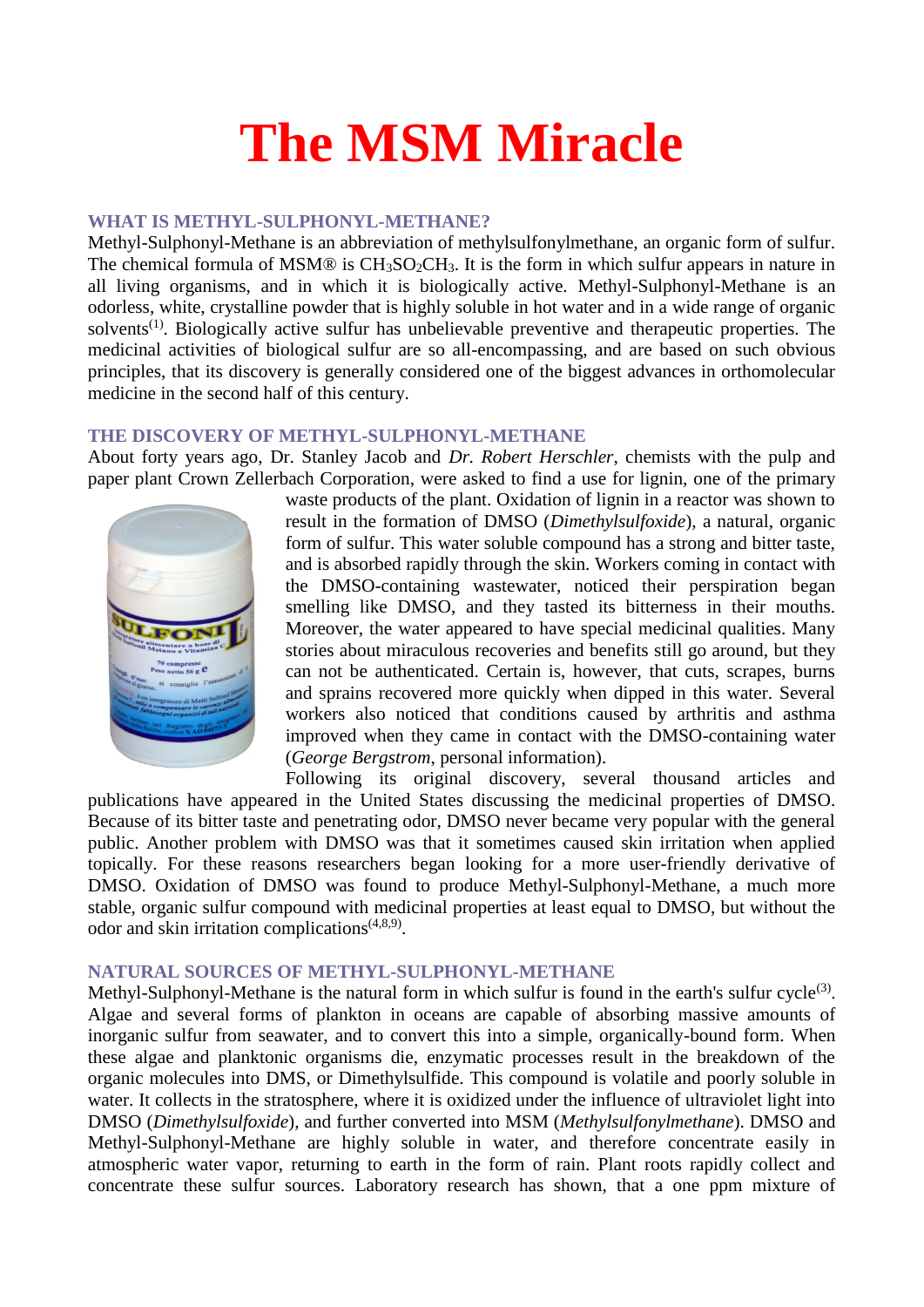# The MSM Miracle

## WHAT IS METHYL-SULPHONYL-METHANE?

Methyl-Sulphonyl-Methane is an abbreviation of methylsulfonylmethane, an organic form of sulfur. The chemical formula of MSM® is $CH_3SO_2CH_3$. It is the form in which sulfur appears in nature in all living organisms, and in which it is biologically active. Methyl-Sulphonyl-Methane is an odorless, white, crystalline powder that is highly soluble in hot water and in a wide range of organic solvents[1]. Biologically active sulfur has unbelievable preventive and therapeutic properties. The medicinal activities of biological sulfur are so all-encompassing, and are based on such obvious principles, that its discovery is generally considered one of the biggest advances in orthomolecular medicine in the second half of this century.

## THE DISCOVERY OF METHYL-SULPHONYL-METHANE

About forty years ago, Dr. Stanley Jacob and *Dr. Robert Herschler*, chemists with the pulp and paper plant Crown Zellerbach Corporation, were asked to find a use for lignin, one of the primary waste products of the plant. Oxidation of lignin in a reactor was shown to result in the formation of DMSO (*Dimethylsulfoxide*), a natural, organic form of sulfur. This water soluble compound has a strong and bitter taste, and is absorbed rapidly through the skin. Workers coming in contact with the DMSO-containing wastewater, noticed their perspiration began smelling like DMSO, and they tasted its bitterness in their mouths. Moreover, the water appeared to have special medicinal qualities. Many stories about miraculous recoveries and benefits still go around, but they can not be authenticated. Certain is, however, that cuts, scrapes, burns and sprains recovered more quickly when dipped in this water. Several workers also noticed that conditions caused by arthritis and asthma improved when they came in contact with the DMSO-containing water (*George Bergstrom*, personal information).

Following its original discovery, several thousand articles and publications have appeared in the United States discussing the medicinal properties of DMSO. Because of its bitter taste and penetrating odor, DMSO never became very popular with the general public. Another problem with DMSO was that it sometimes caused skin irritation when applied topically. For these reasons researchers began looking for a more user-friendly derivative of DMSO. Oxidation of DMSO was found to produce Methyl-Sulphonyl-Methane, a much more stable, organic sulfur compound with medicinal properties at least equal to DMSO, but without the odor and skin irritation complications[4,8,9].

## NATURAL SOURCES OF METHYL-SULPHONYL-METHANE

Methyl-Sulphonyl-Methane is the natural form in which sulfur is found in the earth's sulfur cycle[3]. Algae and several forms of plankton in oceans are capable of absorbing massive amounts of inorganic sulfur from seawater, and to convert this into a simple, organically-bound form. When these algae and planktonic organisms die, enzymatic processes result in the breakdown of the organic molecules into DMS, or Dimethylsulfide. This compound is volatile and poorly soluble in water. It collects in the stratosphere, where it is oxidized under the influence of ultraviolet light into DMSO (*Dimethylsulfoxide*), and further converted into MSM (*Methylsulfonylmethane*). DMSO and Methyl-Sulphonyl-Methane are highly soluble in water, and therefore concentrate easily in atmospheric water vapor, returning to earth in the form of rain. Plant roots rapidly collect and concentrate these sulfur sources. Laboratory research has shown, that a one ppm mixture of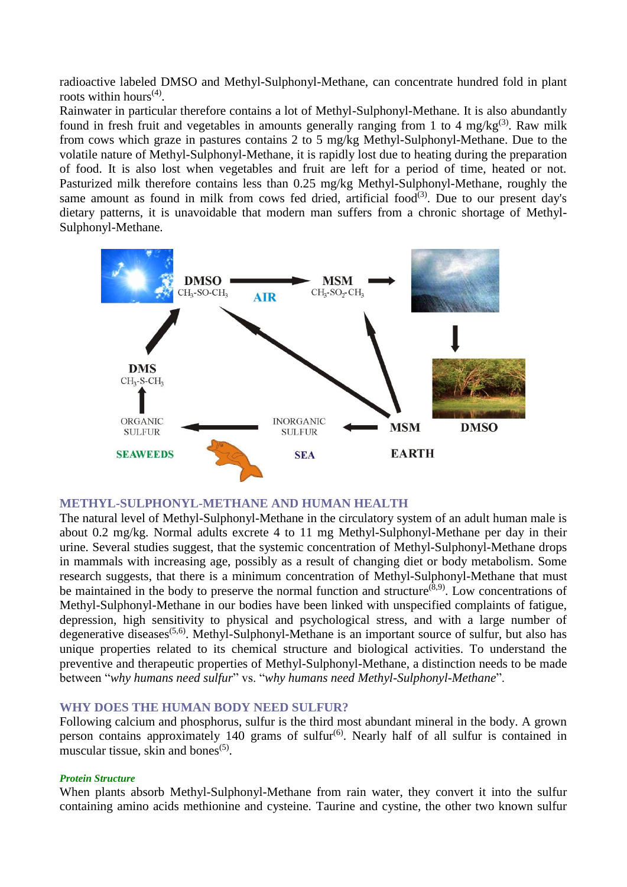radioactive labeled DMSO and Methyl-Sulphonyl-Methane, can concentrate hundred fold in plant roots within hours[4].

Rainwater in particular therefore contains a lot of Methyl-Sulphonyl-Methane. It is also abundantly found in fresh fruit and vegetables in amounts generally ranging from 1 to 4 mg/kg[3]. Raw milk from cows which graze in pastures contains 2 to 5 mg/kg Methyl-Sulphonyl-Methane. Due to the volatile nature of Methyl-Sulphonyl-Methane, it is rapidly lost due to heating during the preparation of food. It is also lost when vegetables and fruit are left for a period of time, heated or not. Pasturized milk therefore contains less than 0.25 mg/kg Methyl-Sulphonyl-Methane, roughly the same amount as found in milk from cows fed dried, artificial food[3]. Due to our present day's dietary patterns, it is unavoidable that modern man suffers from a chronic shortage of Methyl-Sulphonyl-Methane.

DMSO $CH_3$-SO-$CH_3$ → AIR → MSM $CH_3$-$SO_2$-$CH_3$

DMS $CH_3$-S-$CH_3$

ORGANIC SULFUR — INORGANIC SULFUR — MSM — DMSO

SEAWEEDS — SEA — EARTH

## METHYL-SULPHONYL-METHANE AND HUMAN HEALTH

The natural level of Methyl-Sulphonyl-Methane in the circulatory system of an adult human male is about 0.2 mg/kg. Normal adults excrete 4 to 11 mg Methyl-Sulphonyl-Methane per day in their urine. Several studies suggest, that the systemic concentration of Methyl-Sulphonyl-Methane drops in mammals with increasing age, possibly as a result of changing diet or body metabolism. Some research suggests, that there is a minimum concentration of Methyl-Sulphonyl-Methane that must be maintained in the body to preserve the normal function and structure[8,9]. Low concentrations of Methyl-Sulphonyl-Methane in our bodies have been linked with unspecified complaints of fatigue, depression, high sensitivity to physical and psychological stress, and with a large number of degenerative diseases[5,6]. Methyl-Sulphonyl-Methane is an important source of sulfur, but also has unique properties related to its chemical structure and biological activities. To understand the preventive and therapeutic properties of Methyl-Sulphonyl-Methane, a distinction needs to be made between "*why humans need sulfur*" vs. "*why humans need Methyl-Sulphonyl-Methane*".

## WHY DOES THE HUMAN BODY NEED SULFUR?

Following calcium and phosphorus, sulfur is the third most abundant mineral in the body. A grown person contains approximately 140 grams of sulfur[6]. Nearly half of all sulfur is contained in muscular tissue, skin and bones[5].

### *Protein Structure*

When plants absorb Methyl-Sulphonyl-Methane from rain water, they convert it into the sulfur containing amino acids methionine and cysteine. Taurine and cystine, the other two known sulfur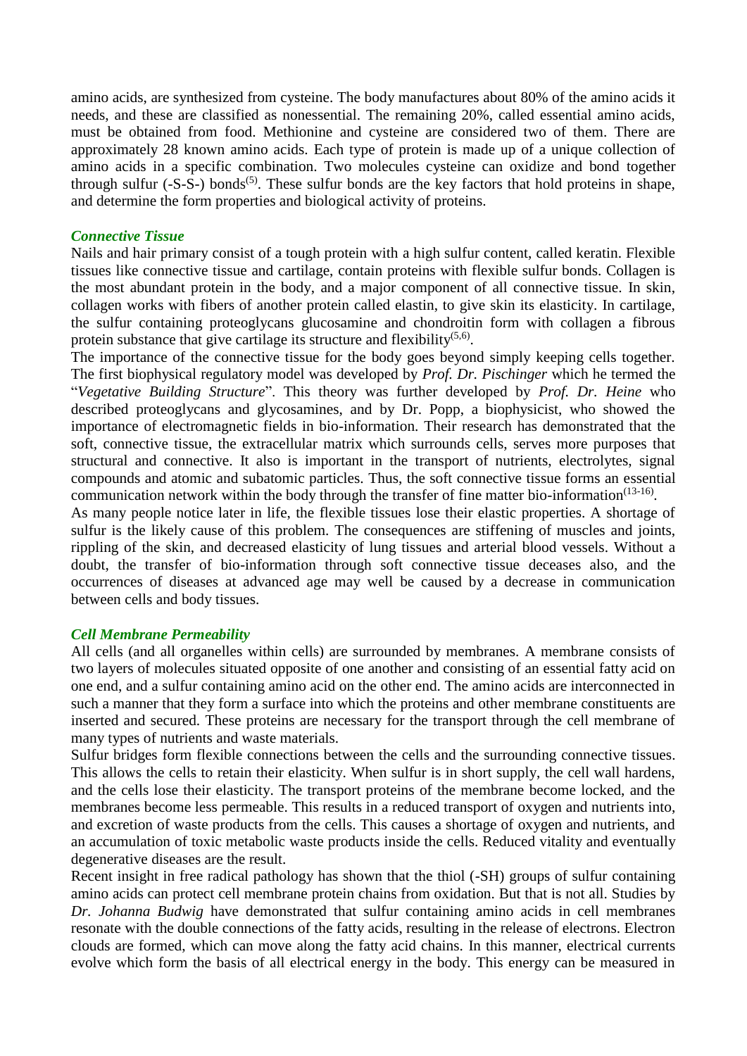amino acids, are synthesized from cysteine. The body manufactures about 80% of the amino acids it needs, and these are classified as nonessential. The remaining 20%, called essential amino acids, must be obtained from food. Methionine and cysteine are considered two of them. There are approximately 28 known amino acids. Each type of protein is made up of a unique collection of amino acids in a specific combination. Two molecules cysteine can oxidize and bond together through sulfur (-S-S-) bonds[5]. These sulfur bonds are the key factors that hold proteins in shape, and determine the form properties and biological activity of proteins.

### *Connective Tissue*

Nails and hair primary consist of a tough protein with a high sulfur content, called keratin. Flexible tissues like connective tissue and cartilage, contain proteins with flexible sulfur bonds. Collagen is the most abundant protein in the body, and a major component of all connective tissue. In skin, collagen works with fibers of another protein called elastin, to give skin its elasticity. In cartilage, the sulfur containing proteoglycans glucosamine and chondroitin form with collagen a fibrous protein substance that give cartilage its structure and flexibility[5,6].

The importance of the connective tissue for the body goes beyond simply keeping cells together. The first biophysical regulatory model was developed by *Prof. Dr. Pischinger* which he termed the "*Vegetative Building Structure*". This theory was further developed by *Prof. Dr. Heine* who described proteoglycans and glycosamines, and by Dr. Popp, a biophysicist, who showed the importance of electromagnetic fields in bio-information. Their research has demonstrated that the soft, connective tissue, the extracellular matrix which surrounds cells, serves more purposes that structural and connective. It also is important in the transport of nutrients, electrolytes, signal compounds and atomic and subatomic particles. Thus, the soft connective tissue forms an essential communication network within the body through the transfer of fine matter bio-information[13-16].

As many people notice later in life, the flexible tissues lose their elastic properties. A shortage of sulfur is the likely cause of this problem. The consequences are stiffening of muscles and joints, rippling of the skin, and decreased elasticity of lung tissues and arterial blood vessels. Without a doubt, the transfer of bio-information through soft connective tissue deceases also, and the occurrences of diseases at advanced age may well be caused by a decrease in communication between cells and body tissues.

### *Cell Membrane Permeability*

All cells (and all organelles within cells) are surrounded by membranes. A membrane consists of two layers of molecules situated opposite of one another and consisting of an essential fatty acid on one end, and a sulfur containing amino acid on the other end. The amino acids are interconnected in such a manner that they form a surface into which the proteins and other membrane constituents are inserted and secured. These proteins are necessary for the transport through the cell membrane of many types of nutrients and waste materials.

Sulfur bridges form flexible connections between the cells and the surrounding connective tissues. This allows the cells to retain their elasticity. When sulfur is in short supply, the cell wall hardens, and the cells lose their elasticity. The transport proteins of the membrane become locked, and the membranes become less permeable. This results in a reduced transport of oxygen and nutrients into, and excretion of waste products from the cells. This causes a shortage of oxygen and nutrients, and an accumulation of toxic metabolic waste products inside the cells. Reduced vitality and eventually degenerative diseases are the result.

Recent insight in free radical pathology has shown that the thiol (-SH) groups of sulfur containing amino acids can protect cell membrane protein chains from oxidation. But that is not all. Studies by *Dr. Johanna Budwig* have demonstrated that sulfur containing amino acids in cell membranes resonate with the double connections of the fatty acids, resulting in the release of electrons. Electron clouds are formed, which can move along the fatty acid chains. In this manner, electrical currents evolve which form the basis of all electrical energy in the body. This energy can be measured in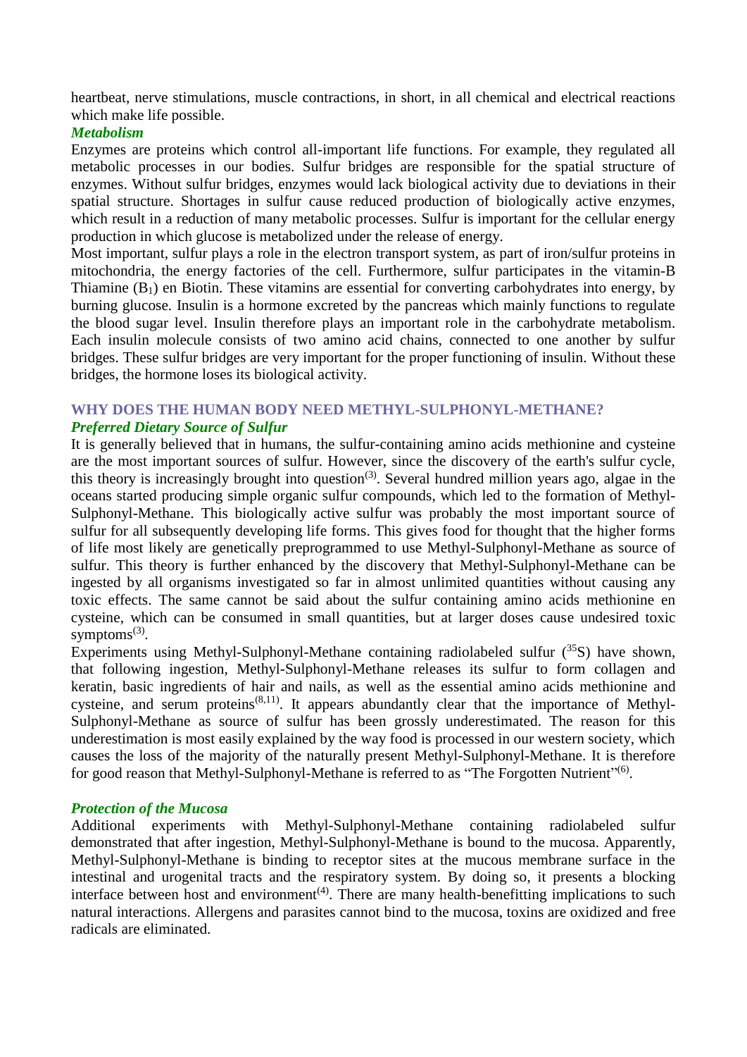heartbeat, nerve stimulations, muscle contractions, in short, in all chemical and electrical reactions which make life possible.

### *Metabolism*

Enzymes are proteins which control all-important life functions. For example, they regulated all metabolic processes in our bodies. Sulfur bridges are responsible for the spatial structure of enzymes. Without sulfur bridges, enzymes would lack biological activity due to deviations in their spatial structure. Shortages in sulfur cause reduced production of biologically active enzymes, which result in a reduction of many metabolic processes. Sulfur is important for the cellular energy production in which glucose is metabolized under the release of energy.

Most important, sulfur plays a role in the electron transport system, as part of iron/sulfur proteins in mitochondria, the energy factories of the cell. Furthermore, sulfur participates in the vitamin-B Thiamine ($B_1$) en Biotin. These vitamins are essential for converting carbohydrates into energy, by burning glucose. Insulin is a hormone excreted by the pancreas which mainly functions to regulate the blood sugar level. Insulin therefore plays an important role in the carbohydrate metabolism. Each insulin molecule consists of two amino acid chains, connected to one another by sulfur bridges. These sulfur bridges are very important for the proper functioning of insulin. Without these bridges, the hormone loses its biological activity.

## WHY DOES THE HUMAN BODY NEED METHYL-SULPHONYL-METHANE?

### *Preferred Dietary Source of Sulfur*

It is generally believed that in humans, the sulfur-containing amino acids methionine and cysteine are the most important sources of sulfur. However, since the discovery of the earth's sulfur cycle, this theory is increasingly brought into question[3]. Several hundred million years ago, algae in the oceans started producing simple organic sulfur compounds, which led to the formation of Methyl-Sulphonyl-Methane. This biologically active sulfur was probably the most important source of sulfur for all subsequently developing life forms. This gives food for thought that the higher forms of life most likely are genetically preprogrammed to use Methyl-Sulphonyl-Methane as source of sulfur. This theory is further enhanced by the discovery that Methyl-Sulphonyl-Methane can be ingested by all organisms investigated so far in almost unlimited quantities without causing any toxic effects. The same cannot be said about the sulfur containing amino acids methionine en cysteine, which can be consumed in small quantities, but at larger doses cause undesired toxic symptoms[3].

Experiments using Methyl-Sulphonyl-Methane containing radiolabeled sulfur ($^{35}S$) have shown, that following ingestion, Methyl-Sulphonyl-Methane releases its sulfur to form collagen and keratin, basic ingredients of hair and nails, as well as the essential amino acids methionine and cysteine, and serum proteins[8,11]. It appears abundantly clear that the importance of Methyl-Sulphonyl-Methane as source of sulfur has been grossly underestimated. The reason for this underestimation is most easily explained by the way food is processed in our western society, which causes the loss of the majority of the naturally present Methyl-Sulphonyl-Methane. It is therefore for good reason that Methyl-Sulphonyl-Methane is referred to as "The Forgotten Nutrient"[6].

### *Protection of the Mucosa*

Additional experiments with Methyl-Sulphonyl-Methane containing radiolabeled sulfur demonstrated that after ingestion, Methyl-Sulphonyl-Methane is bound to the mucosa. Apparently, Methyl-Sulphonyl-Methane is binding to receptor sites at the mucous membrane surface in the intestinal and urogenital tracts and the respiratory system. By doing so, it presents a blocking interface between host and environment[4]. There are many health-benefitting implications to such natural interactions. Allergens and parasites cannot bind to the mucosa, toxins are oxidized and free radicals are eliminated.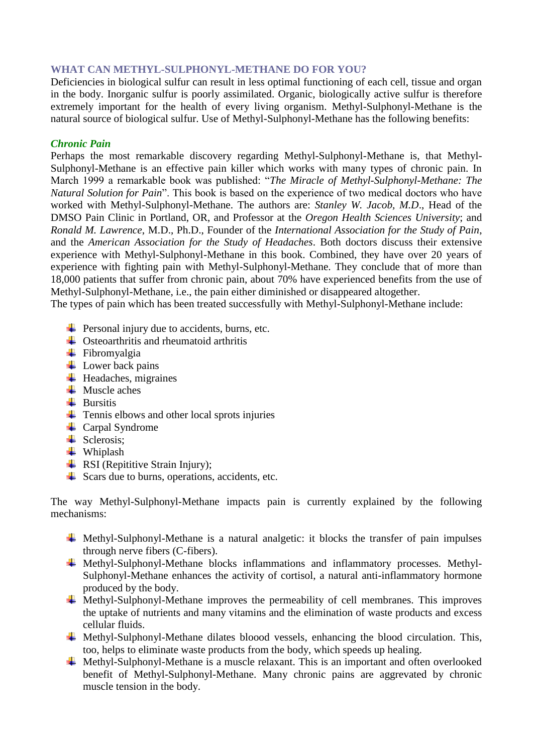## WHAT CAN METHYL-SULPHONYL-METHANE DO FOR YOU?

Deficiencies in biological sulfur can result in less optimal functioning of each cell, tissue and organ in the body. Inorganic sulfur is poorly assimilated. Organic, biologically active sulfur is therefore extremely important for the health of every living organism. Methyl-Sulphonyl-Methane is the natural source of biological sulfur. Use of Methyl-Sulphonyl-Methane has the following benefits:

### *Chronic Pain*

Perhaps the most remarkable discovery regarding Methyl-Sulphonyl-Methane is, that Methyl-Sulphonyl-Methane is an effective pain killer which works with many types of chronic pain. In March 1999 a remarkable book was published: "*The Miracle of Methyl-Sulphonyl-Methane: The Natural Solution for Pain*". This book is based on the experience of two medical doctors who have worked with Methyl-Sulphonyl-Methane. The authors are: *Stanley W. Jacob, M.D*., Head of the DMSO Pain Clinic in Portland, OR, and Professor at the *Oregon Health Sciences University*; and *Ronald M. Lawrence*, M.D., Ph.D., Founder of the *International Association for the Study of Pain*, and the *American Association for the Study of Headaches*. Both doctors discuss their extensive experience with Methyl-Sulphonyl-Methane in this book. Combined, they have over 20 years of experience with fighting pain with Methyl-Sulphonyl-Methane. They conclude that of more than 18,000 patients that suffer from chronic pain, about 70% have experienced benefits from the use of Methyl-Sulphonyl-Methane, i.e., the pain either diminished or disappeared altogether.
The types of pain which has been treated successfully with Methyl-Sulphonyl-Methane include:

- Personal injury due to accidents, burns, etc.
- Osteoarthritis and rheumatoid arthritis
- Fibromyalgia
- Lower back pains
- Headaches, migraines
- Muscle aches
- Bursitis
- Tennis elbows and other local sprots injuries
- Carpal Syndrome
- Sclerosis;
- Whiplash
- RSI (Repititive Strain Injury);
- Scars due to burns, operations, accidents, etc.

The way Methyl-Sulphonyl-Methane impacts pain is currently explained by the following mechanisms:

- Methyl-Sulphonyl-Methane is a natural analgetic: it blocks the transfer of pain impulses through nerve fibers (C-fibers).
- Methyl-Sulphonyl-Methane blocks inflammations and inflammatory processes. Methyl-Sulphonyl-Methane enhances the activity of cortisol, a natural anti-inflammatory hormone produced by the body.
- Methyl-Sulphonyl-Methane improves the permeability of cell membranes. This improves the uptake of nutrients and many vitamins and the elimination of waste products and excess cellular fluids.
- Methyl-Sulphonyl-Methane dilates bloood vessels, enhancing the blood circulation. This, too, helps to eliminate waste products from the body, which speeds up healing.
- Methyl-Sulphonyl-Methane is a muscle relaxant. This is an important and often overlooked benefit of Methyl-Sulphonyl-Methane. Many chronic pains are aggrevated by chronic muscle tension in the body.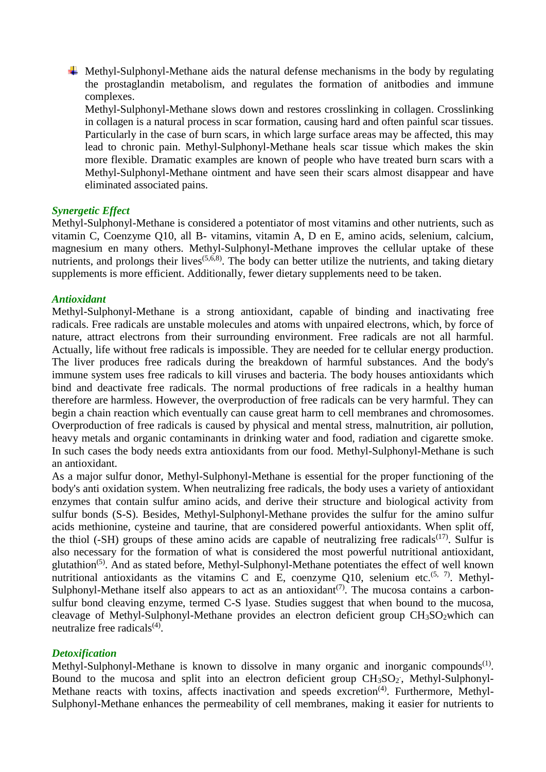- Methyl-Sulphonyl-Methane aids the natural defense mechanisms in the body by regulating the prostaglandin metabolism, and regulates the formation of anitbodies and immune complexes.

  Methyl-Sulphonyl-Methane slows down and restores crosslinking in collagen. Crosslinking in collagen is a natural process in scar formation, causing hard and often painful scar tissues. Particularly in the case of burn scars, in which large surface areas may be affected, this may lead to chronic pain. Methyl-Sulphonyl-Methane heals scar tissue which makes the skin more flexible. Dramatic examples are known of people who have treated burn scars with a Methyl-Sulphonyl-Methane ointment and have seen their scars almost disappear and have eliminated associated pains.

### *Synergetic Effect*

Methyl-Sulphonyl-Methane is considered a potentiator of most vitamins and other nutrients, such as vitamin C, Coenzyme Q10, all B- vitamins, vitamin A, D en E, amino acids, selenium, calcium, magnesium en many others. Methyl-Sulphonyl-Methane improves the cellular uptake of these nutrients, and prolongs their lives[5,6,8]. The body can better utilize the nutrients, and taking dietary supplements is more efficient. Additionally, fewer dietary supplements need to be taken.

### *Antioxidant*

Methyl-Sulphonyl-Methane is a strong antioxidant, capable of binding and inactivating free radicals. Free radicals are unstable molecules and atoms with unpaired electrons, which, by force of nature, attract electrons from their surrounding environment. Free radicals are not all harmful. Actually, life without free radicals is impossible. They are needed for te cellular energy production. The liver produces free radicals during the breakdown of harmful substances. And the body's immune system uses free radicals to kill viruses and bacteria. The body houses antioxidants which bind and deactivate free radicals. The normal productions of free radicals in a healthy human therefore are harmless. However, the overproduction of free radicals can be very harmful. They can begin a chain reaction which eventually can cause great harm to cell membranes and chromosomes. Overproduction of free radicals is caused by physical and mental stress, malnutrition, air pollution, heavy metals and organic contaminants in drinking water and food, radiation and cigarette smoke. In such cases the body needs extra antioxidants from our food. Methyl-Sulphonyl-Methane is such an antioxidant.

As a major sulfur donor, Methyl-Sulphonyl-Methane is essential for the proper functioning of the body's anti oxidation system. When neutralizing free radicals, the body uses a variety of antioxidant enzymes that contain sulfur amino acids, and derive their structure and biological activity from sulfur bonds (S-S). Besides, Methyl-Sulphonyl-Methane provides the sulfur for the amino sulfur acids methionine, cysteine and taurine, that are considered powerful antioxidants. When split off, the thiol (-SH) groups of these amino acids are capable of neutralizing free radicals[17]. Sulfur is also necessary for the formation of what is considered the most powerful nutritional antioxidant, glutathion[5]. And as stated before, Methyl-Sulphonyl-Methane potentiates the effect of well known nutritional antioxidants as the vitamins C and E, coenzyme Q10, selenium etc.[5, 7]. Methyl-Sulphonyl-Methane itself also appears to act as an antioxidant[7]. The mucosa contains a carbon-sulfur bond cleaving enzyme, termed C-S lyase. Studies suggest that when bound to the mucosa, cleavage of Methyl-Sulphonyl-Methane provides an electron deficient group $CH_3SO_2$which can neutralize free radicals[4].

### *Detoxification*

Methyl-Sulphonyl-Methane is known to dissolve in many organic and inorganic compounds[1]. Bound to the mucosa and split into an electron deficient group $CH_3SO_2^-$, Methyl-Sulphonyl-Methane reacts with toxins, affects inactivation and speeds excretion[4]. Furthermore, Methyl-Sulphonyl-Methane enhances the permeability of cell membranes, making it easier for nutrients to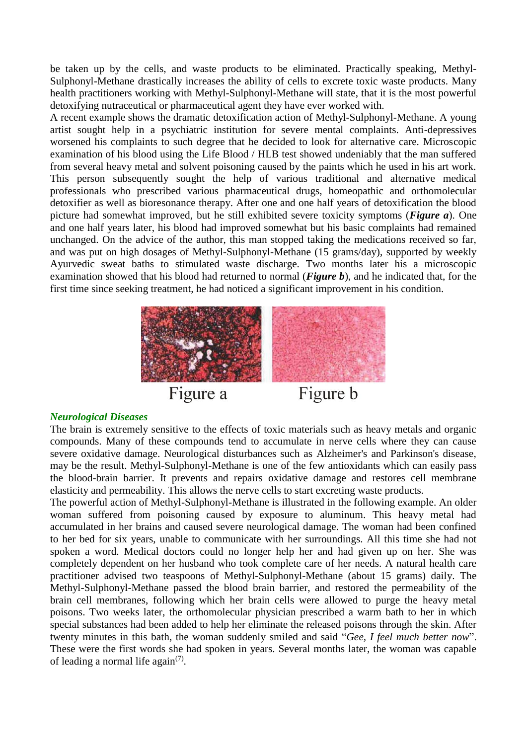be taken up by the cells, and waste products to be eliminated. Practically speaking, Methyl-Sulphonyl-Methane drastically increases the ability of cells to excrete toxic waste products. Many health practitioners working with Methyl-Sulphonyl-Methane will state, that it is the most powerful detoxifying nutraceutical or pharmaceutical agent they have ever worked with.

A recent example shows the dramatic detoxification action of Methyl-Sulphonyl-Methane. A young artist sought help in a psychiatric institution for severe mental complaints. Anti-depressives worsened his complaints to such degree that he decided to look for alternative care. Microscopic examination of his blood using the Life Blood / HLB test showed undeniably that the man suffered from several heavy metal and solvent poisoning caused by the paints which he used in his art work. This person subsequently sought the help of various traditional and alternative medical professionals who prescribed various pharmaceutical drugs, homeopathic and orthomolecular detoxifier as well as bioresonance therapy. After one and one half years of detoxification the blood picture had somewhat improved, but he still exhibited severe toxicity symptoms (***Figure a***). One and one half years later, his blood had improved somewhat but his basic complaints had remained unchanged. On the advice of the author, this man stopped taking the medications received so far, and was put on high dosages of Methyl-Sulphonyl-Methane (15 grams/day), supported by weekly Ayurvedic sweat baths to stimulated waste discharge. Two months later his a microscopic examination showed that his blood had returned to normal (***Figure b***), and he indicated that, for the first time since seeking treatment, he had noticed a significant improvement in his condition.

Figure a Figure b

### *Neurological Diseases*

The brain is extremely sensitive to the effects of toxic materials such as heavy metals and organic compounds. Many of these compounds tend to accumulate in nerve cells where they can cause severe oxidative damage. Neurological disturbances such as Alzheimer's and Parkinson's disease, may be the result. Methyl-Sulphonyl-Methane is one of the few antioxidants which can easily pass the blood-brain barrier. It prevents and repairs oxidative damage and restores cell membrane elasticity and permeability. This allows the nerve cells to start excreting waste products.

The powerful action of Methyl-Sulphonyl-Methane is illustrated in the following example. An older woman suffered from poisoning caused by exposure to aluminum. This heavy metal had accumulated in her brains and caused severe neurological damage. The woman had been confined to her bed for six years, unable to communicate with her surroundings. All this time she had not spoken a word. Medical doctors could no longer help her and had given up on her. She was completely dependent on her husband who took complete care of her needs. A natural health care practitioner advised two teaspoons of Methyl-Sulphonyl-Methane (about 15 grams) daily. The Methyl-Sulphonyl-Methane passed the blood brain barrier, and restored the permeability of the brain cell membranes, following which her brain cells were allowed to purge the heavy metal poisons. Two weeks later, the orthomolecular physician prescribed a warm bath to her in which special substances had been added to help her eliminate the released poisons through the skin. After twenty minutes in this bath, the woman suddenly smiled and said "*Gee, I feel much better now*". These were the first words she had spoken in years. Several months later, the woman was capable of leading a normal life again(7).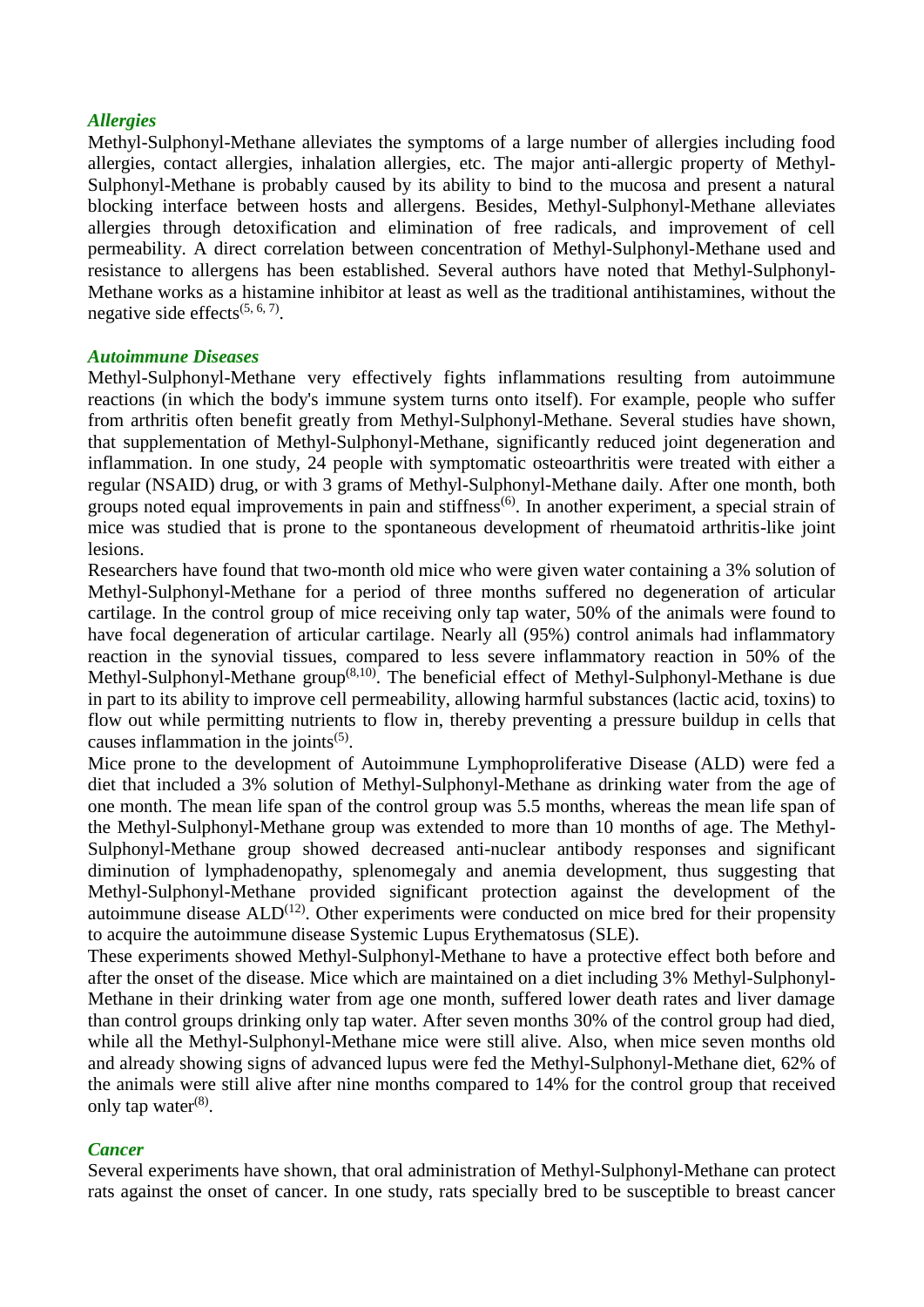### *Allergies*

Methyl-Sulphonyl-Methane alleviates the symptoms of a large number of allergies including food allergies, contact allergies, inhalation allergies, etc. The major anti-allergic property of Methyl-Sulphonyl-Methane is probably caused by its ability to bind to the mucosa and present a natural blocking interface between hosts and allergens. Besides, Methyl-Sulphonyl-Methane alleviates allergies through detoxification and elimination of free radicals, and improvement of cell permeability. A direct correlation between concentration of Methyl-Sulphonyl-Methane used and resistance to allergens has been established. Several authors have noted that Methyl-Sulphonyl-Methane works as a histamine inhibitor at least as well as the traditional antihistamines, without the negative side effects(5, 6, 7).

### *Autoimmune Diseases*

Methyl-Sulphonyl-Methane very effectively fights inflammations resulting from autoimmune reactions (in which the body's immune system turns onto itself). For example, people who suffer from arthritis often benefit greatly from Methyl-Sulphonyl-Methane. Several studies have shown, that supplementation of Methyl-Sulphonyl-Methane, significantly reduced joint degeneration and inflammation. In one study, 24 people with symptomatic osteoarthritis were treated with either a regular (NSAID) drug, or with 3 grams of Methyl-Sulphonyl-Methane daily. After one month, both groups noted equal improvements in pain and stiffness(6). In another experiment, a special strain of mice was studied that is prone to the spontaneous development of rheumatoid arthritis-like joint lesions.

Researchers have found that two-month old mice who were given water containing a 3% solution of Methyl-Sulphonyl-Methane for a period of three months suffered no degeneration of articular cartilage. In the control group of mice receiving only tap water, 50% of the animals were found to have focal degeneration of articular cartilage. Nearly all (95%) control animals had inflammatory reaction in the synovial tissues, compared to less severe inflammatory reaction in 50% of the Methyl-Sulphonyl-Methane group(8,10). The beneficial effect of Methyl-Sulphonyl-Methane is due in part to its ability to improve cell permeability, allowing harmful substances (lactic acid, toxins) to flow out while permitting nutrients to flow in, thereby preventing a pressure buildup in cells that causes inflammation in the joints(5).

Mice prone to the development of Autoimmune Lymphoproliferative Disease (ALD) were fed a diet that included a 3% solution of Methyl-Sulphonyl-Methane as drinking water from the age of one month. The mean life span of the control group was 5.5 months, whereas the mean life span of the Methyl-Sulphonyl-Methane group was extended to more than 10 months of age. The Methyl-Sulphonyl-Methane group showed decreased anti-nuclear antibody responses and significant diminution of lymphadenopathy, splenomegaly and anemia development, thus suggesting that Methyl-Sulphonyl-Methane provided significant protection against the development of the autoimmune disease ALD(12). Other experiments were conducted on mice bred for their propensity to acquire the autoimmune disease Systemic Lupus Erythematosus (SLE).

These experiments showed Methyl-Sulphonyl-Methane to have a protective effect both before and after the onset of the disease. Mice which are maintained on a diet including 3% Methyl-Sulphonyl-Methane in their drinking water from age one month, suffered lower death rates and liver damage than control groups drinking only tap water. After seven months 30% of the control group had died, while all the Methyl-Sulphonyl-Methane mice were still alive. Also, when mice seven months old and already showing signs of advanced lupus were fed the Methyl-Sulphonyl-Methane diet, 62% of the animals were still alive after nine months compared to 14% for the control group that received only tap water(8).

### *Cancer*

Several experiments have shown, that oral administration of Methyl-Sulphonyl-Methane can protect rats against the onset of cancer. In one study, rats specially bred to be susceptible to breast cancer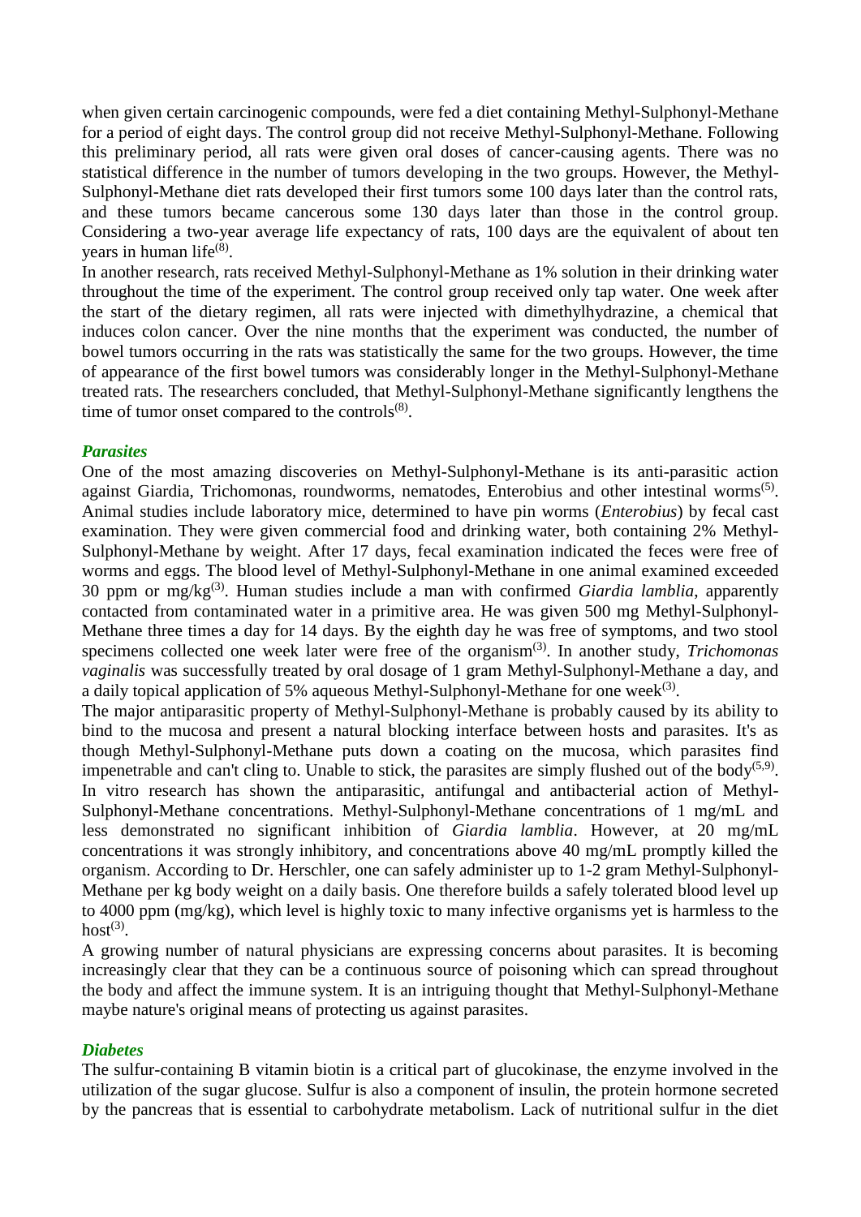when given certain carcinogenic compounds, were fed a diet containing Methyl-Sulphonyl-Methane for a period of eight days. The control group did not receive Methyl-Sulphonyl-Methane. Following this preliminary period, all rats were given oral doses of cancer-causing agents. There was no statistical difference in the number of tumors developing in the two groups. However, the Methyl-Sulphonyl-Methane diet rats developed their first tumors some 100 days later than the control rats, and these tumors became cancerous some 130 days later than those in the control group. Considering a two-year average life expectancy of rats, 100 days are the equivalent of about ten years in human life[8].

In another research, rats received Methyl-Sulphonyl-Methane as 1% solution in their drinking water throughout the time of the experiment. The control group received only tap water. One week after the start of the dietary regimen, all rats were injected with dimethylhydrazine, a chemical that induces colon cancer. Over the nine months that the experiment was conducted, the number of bowel tumors occurring in the rats was statistically the same for the two groups. However, the time of appearance of the first bowel tumors was considerably longer in the Methyl-Sulphonyl-Methane treated rats. The researchers concluded, that Methyl-Sulphonyl-Methane significantly lengthens the time of tumor onset compared to the controls[8].

### *Parasites*

One of the most amazing discoveries on Methyl-Sulphonyl-Methane is its anti-parasitic action against Giardia, Trichomonas, roundworms, nematodes, Enterobius and other intestinal worms[5]. Animal studies include laboratory mice, determined to have pin worms (*Enterobius*) by fecal cast examination. They were given commercial food and drinking water, both containing 2% Methyl-Sulphonyl-Methane by weight. After 17 days, fecal examination indicated the feces were free of worms and eggs. The blood level of Methyl-Sulphonyl-Methane in one animal examined exceeded 30 ppm or mg/kg[3]. Human studies include a man with confirmed *Giardia lamblia*, apparently contacted from contaminated water in a primitive area. He was given 500 mg Methyl-Sulphonyl-Methane three times a day for 14 days. By the eighth day he was free of symptoms, and two stool specimens collected one week later were free of the organism[3]. In another study, *Trichomonas vaginalis* was successfully treated by oral dosage of 1 gram Methyl-Sulphonyl-Methane a day, and a daily topical application of 5% aqueous Methyl-Sulphonyl-Methane for one week[3].

The major antiparasitic property of Methyl-Sulphonyl-Methane is probably caused by its ability to bind to the mucosa and present a natural blocking interface between hosts and parasites. It's as though Methyl-Sulphonyl-Methane puts down a coating on the mucosa, which parasites find impenetrable and can't cling to. Unable to stick, the parasites are simply flushed out of the body[5,9].

In vitro research has shown the antiparasitic, antifungal and antibacterial action of Methyl-Sulphonyl-Methane concentrations. Methyl-Sulphonyl-Methane concentrations of 1 mg/mL and less demonstrated no significant inhibition of *Giardia lamblia*. However, at 20 mg/mL concentrations it was strongly inhibitory, and concentrations above 40 mg/mL promptly killed the organism. According to Dr. Herschler, one can safely administer up to 1-2 gram Methyl-Sulphonyl-Methane per kg body weight on a daily basis. One therefore builds a safely tolerated blood level up to 4000 ppm (mg/kg), which level is highly toxic to many infective organisms yet is harmless to the host[3].

A growing number of natural physicians are expressing concerns about parasites. It is becoming increasingly clear that they can be a continuous source of poisoning which can spread throughout the body and affect the immune system. It is an intriguing thought that Methyl-Sulphonyl-Methane maybe nature's original means of protecting us against parasites.

### *Diabetes*

The sulfur-containing B vitamin biotin is a critical part of glucokinase, the enzyme involved in the utilization of the sugar glucose. Sulfur is also a component of insulin, the protein hormone secreted by the pancreas that is essential to carbohydrate metabolism. Lack of nutritional sulfur in the diet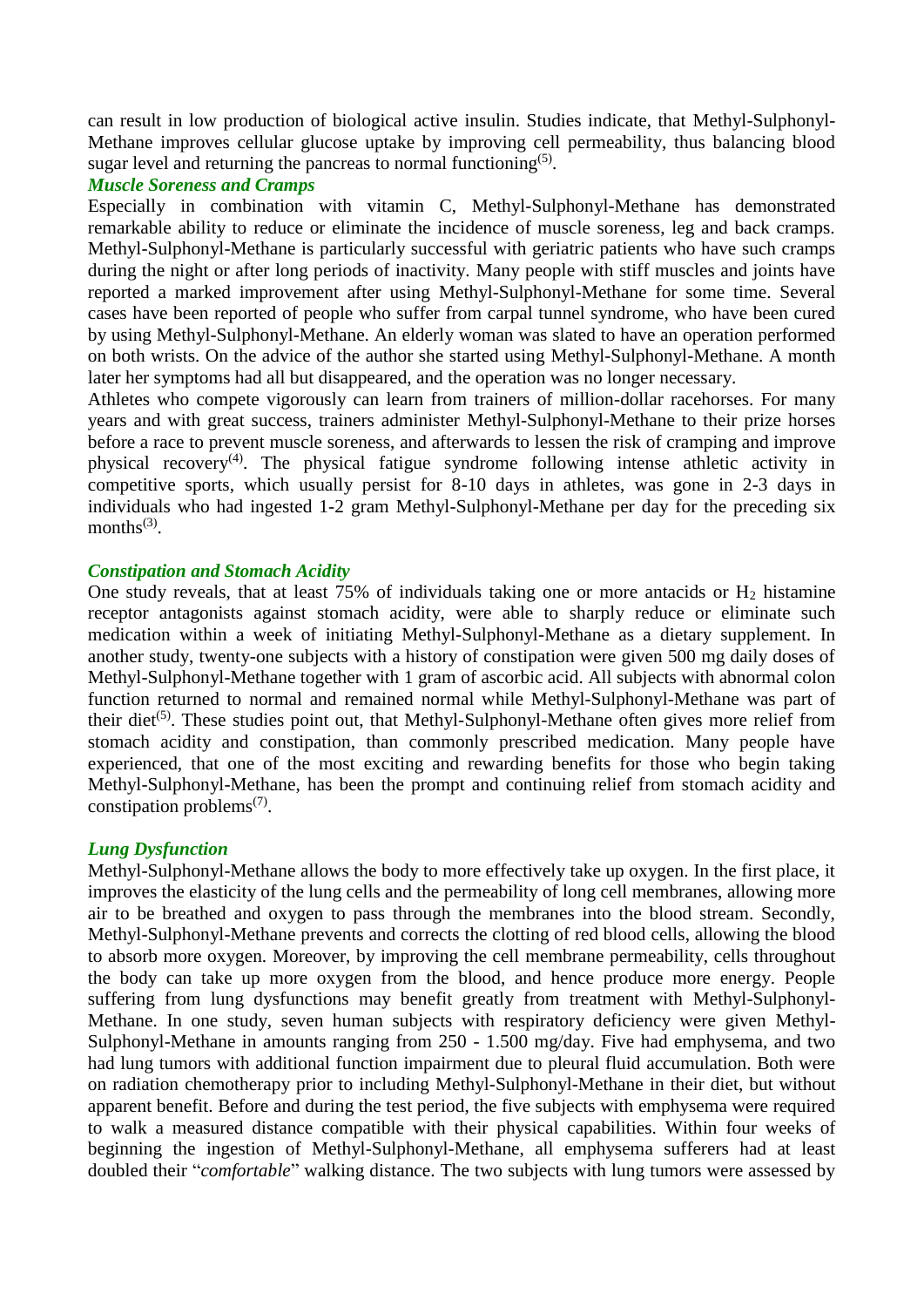can result in low production of biological active insulin. Studies indicate, that Methyl-Sulphonyl-Methane improves cellular glucose uptake by improving cell permeability, thus balancing blood sugar level and returning the pancreas to normal functioning[5].

### *Muscle Soreness and Cramps*

Especially in combination with vitamin C, Methyl-Sulphonyl-Methane has demonstrated remarkable ability to reduce or eliminate the incidence of muscle soreness, leg and back cramps. Methyl-Sulphonyl-Methane is particularly successful with geriatric patients who have such cramps during the night or after long periods of inactivity. Many people with stiff muscles and joints have reported a marked improvement after using Methyl-Sulphonyl-Methane for some time. Several cases have been reported of people who suffer from carpal tunnel syndrome, who have been cured by using Methyl-Sulphonyl-Methane. An elderly woman was slated to have an operation performed on both wrists. On the advice of the author she started using Methyl-Sulphonyl-Methane. A month later her symptoms had all but disappeared, and the operation was no longer necessary.

Athletes who compete vigorously can learn from trainers of million-dollar racehorses. For many years and with great success, trainers administer Methyl-Sulphonyl-Methane to their prize horses before a race to prevent muscle soreness, and afterwards to lessen the risk of cramping and improve physical recovery[4]. The physical fatigue syndrome following intense athletic activity in competitive sports, which usually persist for 8-10 days in athletes, was gone in 2-3 days in individuals who had ingested 1-2 gram Methyl-Sulphonyl-Methane per day for the preceding six months[3].

### *Constipation and Stomach Acidity*

One study reveals, that at least 75% of individuals taking one or more antacids or $H_2$ histamine receptor antagonists against stomach acidity, were able to sharply reduce or eliminate such medication within a week of initiating Methyl-Sulphonyl-Methane as a dietary supplement. In another study, twenty-one subjects with a history of constipation were given 500 mg daily doses of Methyl-Sulphonyl-Methane together with 1 gram of ascorbic acid. All subjects with abnormal colon function returned to normal and remained normal while Methyl-Sulphonyl-Methane was part of their diet[5]. These studies point out, that Methyl-Sulphonyl-Methane often gives more relief from stomach acidity and constipation, than commonly prescribed medication. Many people have experienced, that one of the most exciting and rewarding benefits for those who begin taking Methyl-Sulphonyl-Methane, has been the prompt and continuing relief from stomach acidity and constipation problems[7].

### *Lung Dysfunction*

Methyl-Sulphonyl-Methane allows the body to more effectively take up oxygen. In the first place, it improves the elasticity of the lung cells and the permeability of long cell membranes, allowing more air to be breathed and oxygen to pass through the membranes into the blood stream. Secondly, Methyl-Sulphonyl-Methane prevents and corrects the clotting of red blood cells, allowing the blood to absorb more oxygen. Moreover, by improving the cell membrane permeability, cells throughout the body can take up more oxygen from the blood, and hence produce more energy. People suffering from lung dysfunctions may benefit greatly from treatment with Methyl-Sulphonyl-Methane. In one study, seven human subjects with respiratory deficiency were given Methyl-Sulphonyl-Methane in amounts ranging from 250 - 1.500 mg/day. Five had emphysema, and two had lung tumors with additional function impairment due to pleural fluid accumulation. Both were on radiation chemotherapy prior to including Methyl-Sulphonyl-Methane in their diet, but without apparent benefit. Before and during the test period, the five subjects with emphysema were required to walk a measured distance compatible with their physical capabilities. Within four weeks of beginning the ingestion of Methyl-Sulphonyl-Methane, all emphysema sufferers had at least doubled their "*comfortable*" walking distance. The two subjects with lung tumors were assessed by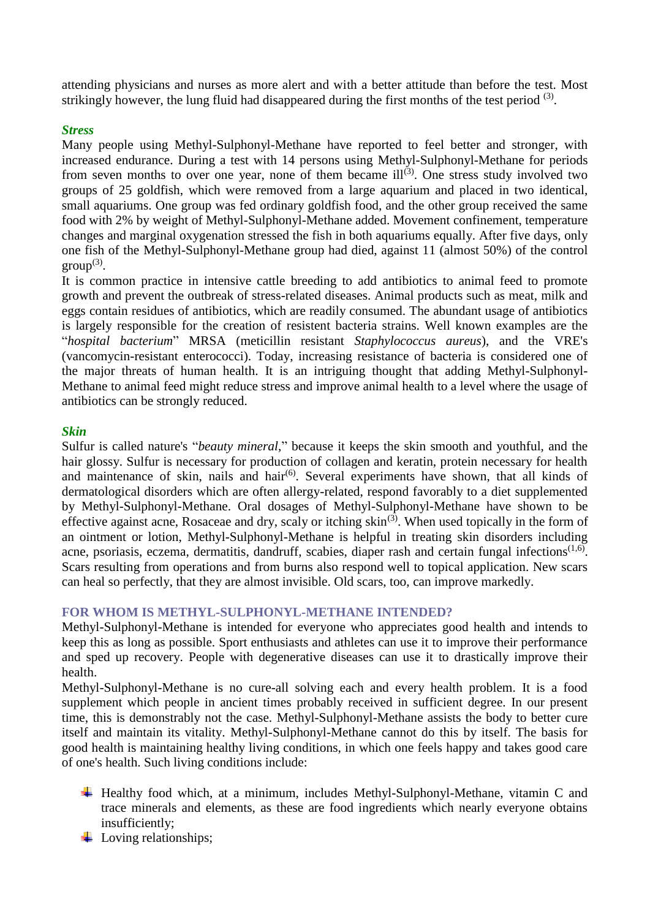attending physicians and nurses as more alert and with a better attitude than before the test. Most strikingly however, the lung fluid had disappeared during the first months of the test period [3].

### *Stress*

Many people using Methyl-Sulphonyl-Methane have reported to feel better and stronger, with increased endurance. During a test with 14 persons using Methyl-Sulphonyl-Methane for periods from seven months to over one year, none of them became ill[3]. One stress study involved two groups of 25 goldfish, which were removed from a large aquarium and placed in two identical, small aquariums. One group was fed ordinary goldfish food, and the other group received the same food with 2% by weight of Methyl-Sulphonyl-Methane added. Movement confinement, temperature changes and marginal oxygenation stressed the fish in both aquariums equally. After five days, only one fish of the Methyl-Sulphonyl-Methane group had died, against 11 (almost 50%) of the control group[3].

It is common practice in intensive cattle breeding to add antibiotics to animal feed to promote growth and prevent the outbreak of stress-related diseases. Animal products such as meat, milk and eggs contain residues of antibiotics, which are readily consumed. The abundant usage of antibiotics is largely responsible for the creation of resistent bacteria strains. Well known examples are the "*hospital bacterium*" MRSA (meticillin resistant *Staphylococcus aureus*), and the VRE's (vancomycin-resistant enterococci). Today, increasing resistance of bacteria is considered one of the major threats of human health. It is an intriguing thought that adding Methyl-Sulphonyl-Methane to animal feed might reduce stress and improve animal health to a level where the usage of antibiotics can be strongly reduced.

### *Skin*

Sulfur is called nature's "*beauty mineral*," because it keeps the skin smooth and youthful, and the hair glossy. Sulfur is necessary for production of collagen and keratin, protein necessary for health and maintenance of skin, nails and hair[6]. Several experiments have shown, that all kinds of dermatological disorders which are often allergy-related, respond favorably to a diet supplemented by Methyl-Sulphonyl-Methane. Oral dosages of Methyl-Sulphonyl-Methane have shown to be effective against acne, Rosaceae and dry, scaly or itching skin[3]. When used topically in the form of an ointment or lotion, Methyl-Sulphonyl-Methane is helpful in treating skin disorders including acne, psoriasis, eczema, dermatitis, dandruff, scabies, diaper rash and certain fungal infections[1,6]. Scars resulting from operations and from burns also respond well to topical application. New scars can heal so perfectly, that they are almost invisible. Old scars, too, can improve markedly.

## FOR WHOM IS METHYL-SULPHONYL-METHANE INTENDED?

Methyl-Sulphonyl-Methane is intended for everyone who appreciates good health and intends to keep this as long as possible. Sport enthusiasts and athletes can use it to improve their performance and sped up recovery. People with degenerative diseases can use it to drastically improve their health.

Methyl-Sulphonyl-Methane is no cure-all solving each and every health problem. It is a food supplement which people in ancient times probably received in sufficient degree. In our present time, this is demonstrably not the case. Methyl-Sulphonyl-Methane assists the body to better cure itself and maintain its vitality. Methyl-Sulphonyl-Methane cannot do this by itself. The basis for good health is maintaining healthy living conditions, in which one feels happy and takes good care of one's health. Such living conditions include:

- Healthy food which, at a minimum, includes Methyl-Sulphonyl-Methane, vitamin C and trace minerals and elements, as these are food ingredients which nearly everyone obtains insufficiently;
- Loving relationships;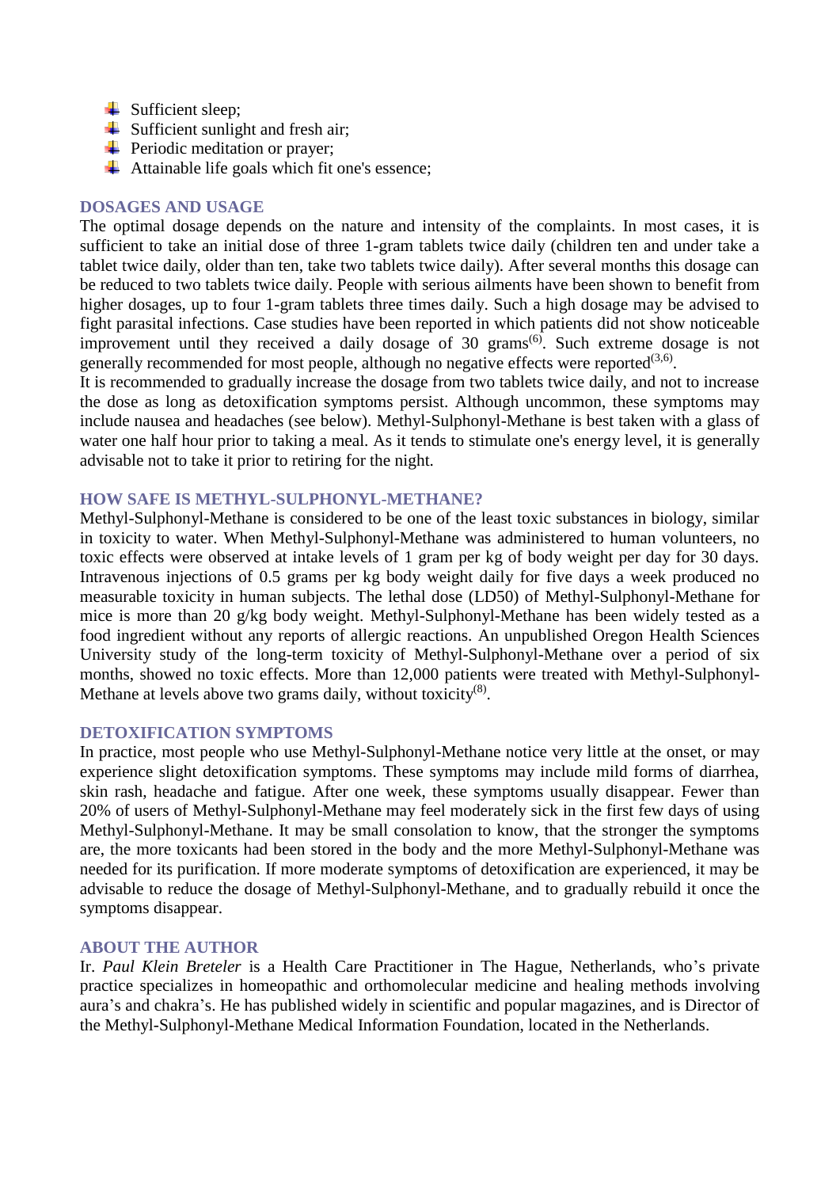- Sufficient sleep;
- Sufficient sunlight and fresh air;
- Periodic meditation or prayer;
- Attainable life goals which fit one's essence;

## DOSAGES AND USAGE

The optimal dosage depends on the nature and intensity of the complaints. In most cases, it is sufficient to take an initial dose of three 1-gram tablets twice daily (children ten and under take a tablet twice daily, older than ten, take two tablets twice daily). After several months this dosage can be reduced to two tablets twice daily. People with serious ailments have been shown to benefit from higher dosages, up to four 1-gram tablets three times daily. Such a high dosage may be advised to fight parasital infections. Case studies have been reported in which patients did not show noticeable improvement until they received a daily dosage of 30 grams[6]. Such extreme dosage is not generally recommended for most people, although no negative effects were reported[3,6].

It is recommended to gradually increase the dosage from two tablets twice daily, and not to increase the dose as long as detoxification symptoms persist. Although uncommon, these symptoms may include nausea and headaches (see below). Methyl-Sulphonyl-Methane is best taken with a glass of water one half hour prior to taking a meal. As it tends to stimulate one's energy level, it is generally advisable not to take it prior to retiring for the night.

## HOW SAFE IS METHYL-SULPHONYL-METHANE?

Methyl-Sulphonyl-Methane is considered to be one of the least toxic substances in biology, similar in toxicity to water. When Methyl-Sulphonyl-Methane was administered to human volunteers, no toxic effects were observed at intake levels of 1 gram per kg of body weight per day for 30 days. Intravenous injections of 0.5 grams per kg body weight daily for five days a week produced no measurable toxicity in human subjects. The lethal dose (LD50) of Methyl-Sulphonyl-Methane for mice is more than 20 g/kg body weight. Methyl-Sulphonyl-Methane has been widely tested as a food ingredient without any reports of allergic reactions. An unpublished Oregon Health Sciences University study of the long-term toxicity of Methyl-Sulphonyl-Methane over a period of six months, showed no toxic effects. More than 12,000 patients were treated with Methyl-Sulphonyl-Methane at levels above two grams daily, without toxicity[8].

## DETOXIFICATION SYMPTOMS

In practice, most people who use Methyl-Sulphonyl-Methane notice very little at the onset, or may experience slight detoxification symptoms. These symptoms may include mild forms of diarrhea, skin rash, headache and fatigue. After one week, these symptoms usually disappear. Fewer than 20% of users of Methyl-Sulphonyl-Methane may feel moderately sick in the first few days of using Methyl-Sulphonyl-Methane. It may be small consolation to know, that the stronger the symptoms are, the more toxicants had been stored in the body and the more Methyl-Sulphonyl-Methane was needed for its purification. If more moderate symptoms of detoxification are experienced, it may be advisable to reduce the dosage of Methyl-Sulphonyl-Methane, and to gradually rebuild it once the symptoms disappear.

## ABOUT THE AUTHOR

Ir. *Paul Klein Breteler* is a Health Care Practitioner in The Hague, Netherlands, who's private practice specializes in homeopathic and orthomolecular medicine and healing methods involving aura's and chakra's. He has published widely in scientific and popular magazines, and is Director of the Methyl-Sulphonyl-Methane Medical Information Foundation, located in the Netherlands.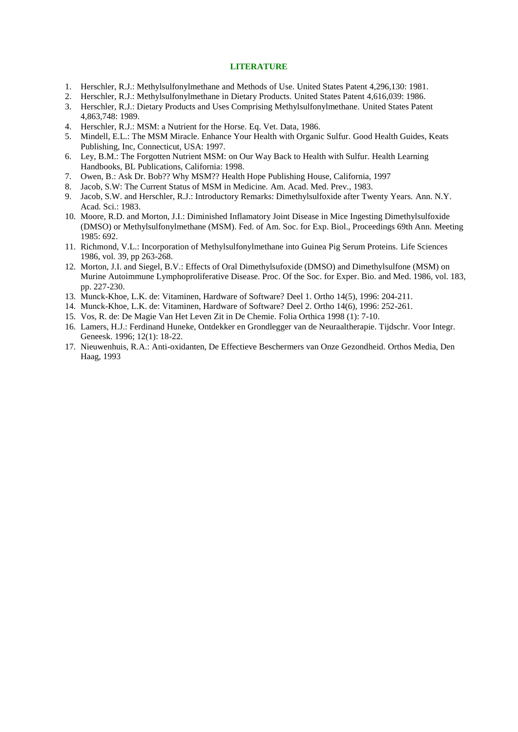## LITERATURE

1. Herschler, R.J.: Methylsulfonylmethane and Methods of Use. United States Patent 4,296,130: 1981.
2. Herschler, R.J.: Methylsulfonylmethane in Dietary Products. United States Patent 4,616,039: 1986.
3. Herschler, R.J.: Dietary Products and Uses Comprising Methylsulfonylmethane. United States Patent 4,863,748: 1989.
4. Herschler, R.J.: MSM: a Nutrient for the Horse. Eq. Vet. Data, 1986.
5. Mindell, E.L.: The MSM Miracle. Enhance Your Health with Organic Sulfur. Good Health Guides, Keats Publishing, Inc, Connecticut, USA: 1997.
6. Ley, B.M.: The Forgotten Nutrient MSM: on Our Way Back to Health with Sulfur. Health Learning Handbooks, BL Publications, California: 1998.
7. Owen, B.: Ask Dr. Bob?? Why MSM?? Health Hope Publishing House, California, 1997
8. Jacob, S.W: The Current Status of MSM in Medicine. Am. Acad. Med. Prev., 1983.
9. Jacob, S.W. and Herschler, R.J.: Introductory Remarks: Dimethylsulfoxide after Twenty Years. Ann. N.Y. Acad. Sci.: 1983.
10. Moore, R.D. and Morton, J.I.: Diminished Inflamatory Joint Disease in Mice Ingesting Dimethylsulfoxide (DMSO) or Methylsulfonylmethane (MSM). Fed. of Am. Soc. for Exp. Biol., Proceedings 69th Ann. Meeting 1985: 692.
11. Richmond, V.L.: Incorporation of Methylsulfonylmethane into Guinea Pig Serum Proteins. Life Sciences 1986, vol. 39, pp 263-268.
12. Morton, J.I. and Siegel, B.V.: Effects of Oral Dimethylsufoxide (DMSO) and Dimethylsulfone (MSM) on Murine Autoimmune Lymphoproliferative Disease. Proc. Of the Soc. for Exper. Bio. and Med. 1986, vol. 183, pp. 227-230.
13. Munck-Khoe, L.K. de: Vitaminen, Hardware of Software? Deel 1. Ortho 14(5), 1996: 204-211.
14. Munck-Khoe, L.K. de: Vitaminen, Hardware of Software? Deel 2. Ortho 14(6), 1996: 252-261.
15. Vos, R. de: De Magie Van Het Leven Zit in De Chemie. Folia Orthica 1998 (1): 7-10.
16. Lamers, H.J.: Ferdinand Huneke, Ontdekker en Grondlegger van de Neuraaltherapie. Tijdschr. Voor Integr. Geneesk. 1996; 12(1): 18-22.
17. Nieuwenhuis, R.A.: Anti-oxidanten, De Effectieve Beschermers van Onze Gezondheid. Orthos Media, Den Haag, 1993